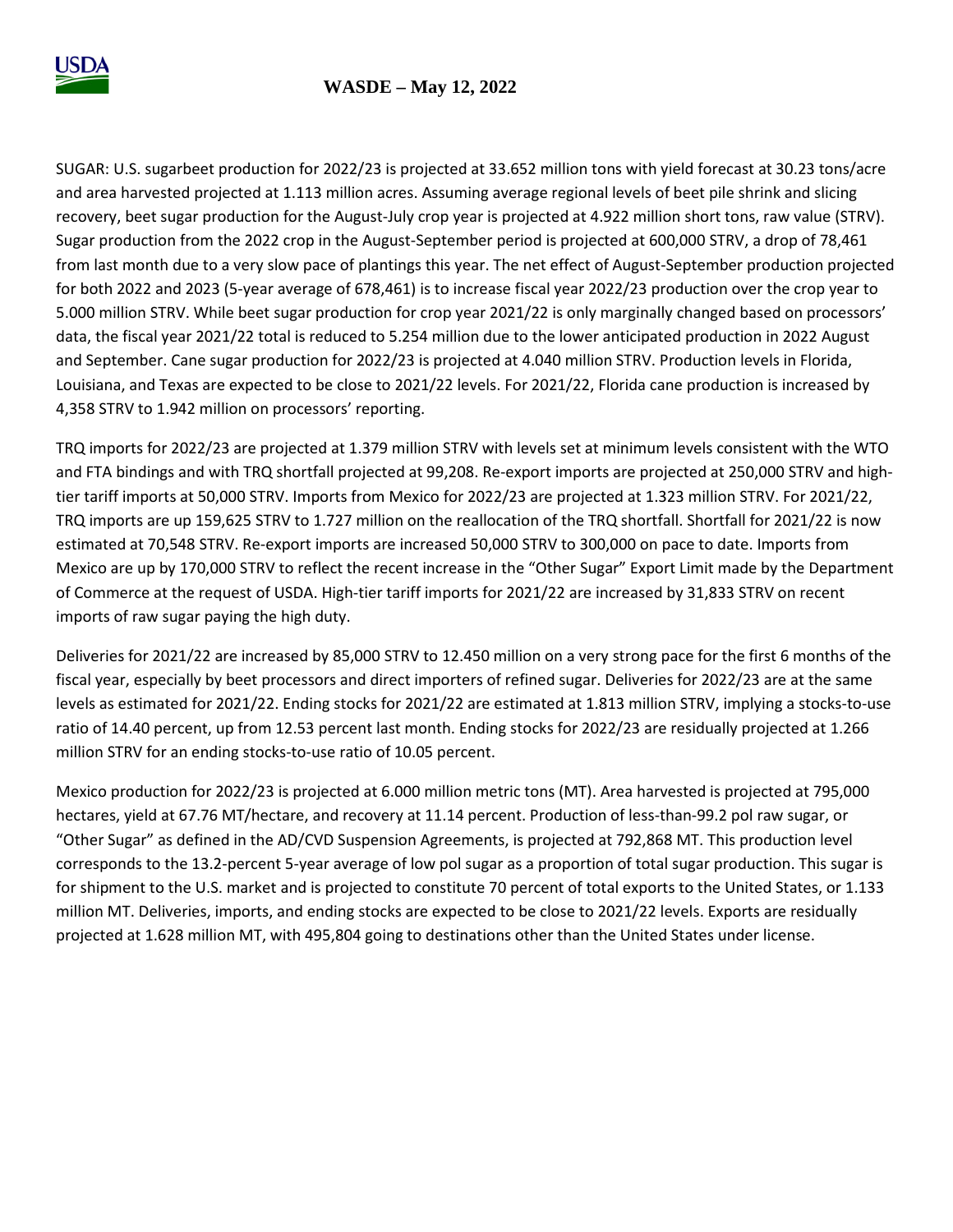# WASDE – May 12, 2022

SUGAR: U.S. sugarbeet production for 2022/23 is projected at 33.652 million tons with yield forecast at 30.23 tons/acre and area harvested projected at 1.113 million acres. Assuming average regional levels of beet pile shrink and slicing recovery, beet sugar production for the August-July crop year is projected at 4.922 million short tons, raw value (STRV). Sugar production from the 2022 crop in the August-September period is projected at 600,000 STRV, a drop of 78,461 from last month due to a very slow pace of plantings this year. The net effect of August-September production projected for both 2022 and 2023 (5-year average of 678,461) is to increase fiscal year 2022/23 production over the crop year to 5.000 million STRV. While beet sugar production for crop year 2021/22 is only marginally changed based on processors' data, the fiscal year 2021/22 total is reduced to 5.254 million due to the lower anticipated production in 2022 August and September. Cane sugar production for 2022/23 is projected at 4.040 million STRV. Production levels in Florida, Louisiana, and Texas are expected to be close to 2021/22 levels. For 2021/22, Florida cane production is increased by 4,358 STRV to 1.942 million on processors' reporting.

TRQ imports for 2022/23 are projected at 1.379 million STRV with levels set at minimum levels consistent with the WTO and FTA bindings and with TRQ shortfall projected at 99,208. Re-export imports are projected at 250,000 STRV and high-tier tariff imports at 50,000 STRV. Imports from Mexico for 2022/23 are projected at 1.323 million STRV. For 2021/22, TRQ imports are up 159,625 STRV to 1.727 million on the reallocation of the TRQ shortfall. Shortfall for 2021/22 is now estimated at 70,548 STRV. Re-export imports are increased 50,000 STRV to 300,000 on pace to date. Imports from Mexico are up by 170,000 STRV to reflect the recent increase in the "Other Sugar" Export Limit made by the Department of Commerce at the request of USDA. High-tier tariff imports for 2021/22 are increased by 31,833 STRV on recent imports of raw sugar paying the high duty.

Deliveries for 2021/22 are increased by 85,000 STRV to 12.450 million on a very strong pace for the first 6 months of the fiscal year, especially by beet processors and direct importers of refined sugar. Deliveries for 2022/23 are at the same levels as estimated for 2021/22. Ending stocks for 2021/22 are estimated at 1.813 million STRV, implying a stocks-to-use ratio of 14.40 percent, up from 12.53 percent last month. Ending stocks for 2022/23 are residually projected at 1.266 million STRV for an ending stocks-to-use ratio of 10.05 percent.

Mexico production for 2022/23 is projected at 6.000 million metric tons (MT). Area harvested is projected at 795,000 hectares, yield at 67.76 MT/hectare, and recovery at 11.14 percent. Production of less-than-99.2 pol raw sugar, or "Other Sugar" as defined in the AD/CVD Suspension Agreements, is projected at 792,868 MT. This production level corresponds to the 13.2-percent 5-year average of low pol sugar as a proportion of total sugar production. This sugar is for shipment to the U.S. market and is projected to constitute 70 percent of total exports to the United States, or 1.133 million MT. Deliveries, imports, and ending stocks are expected to be close to 2021/22 levels. Exports are residually projected at 1.628 million MT, with 495,804 going to destinations other than the United States under license.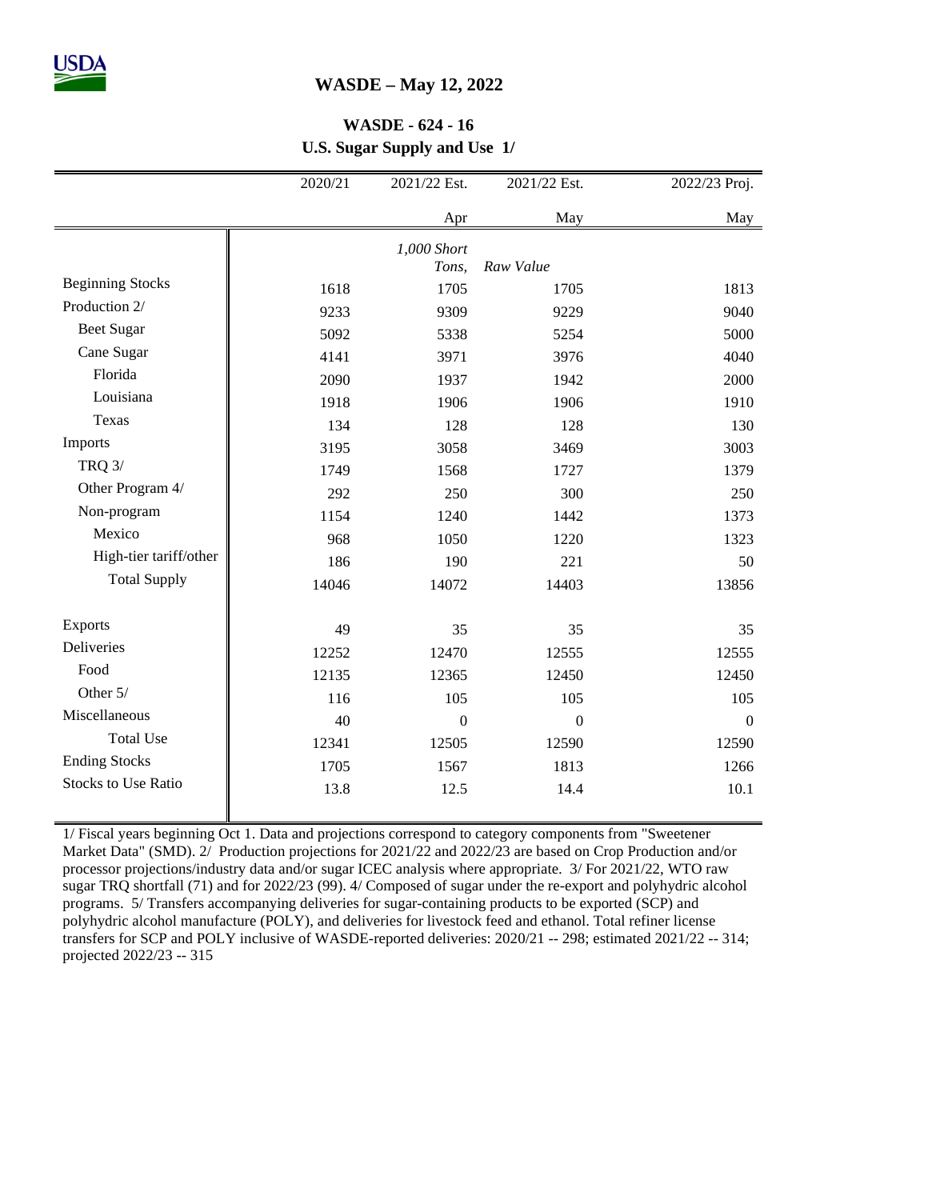## WASDE – May 12, 2022

### WASDE - 624 - 16

### U.S. Sugar Supply and Use 1/

| | 2020/21 | 2021/22 Est. | 2021/22 Est. | 2022/23 Proj. |
|---|---|---|---|---|
| | | Apr | May | May |
| | | *1,000 Short Tons,* | *Raw Value* | |
| Beginning Stocks | 1618 | 1705 | 1705 | 1813 |
| Production 2/ | 9233 | 9309 | 9229 | 9040 |
| Beet Sugar | 5092 | 5338 | 5254 | 5000 |
| Cane Sugar | 4141 | 3971 | 3976 | 4040 |
| Florida | 2090 | 1937 | 1942 | 2000 |
| Louisiana | 1918 | 1906 | 1906 | 1910 |
| Texas | 134 | 128 | 128 | 130 |
| Imports | 3195 | 3058 | 3469 | 3003 |
| TRQ 3/ | 1749 | 1568 | 1727 | 1379 |
| Other Program 4/ | 292 | 250 | 300 | 250 |
| Non-program | 1154 | 1240 | 1442 | 1373 |
| Mexico | 968 | 1050 | 1220 | 1323 |
| High-tier tariff/other | 186 | 190 | 221 | 50 |
| Total Supply | 14046 | 14072 | 14403 | 13856 |
| | | | | |
| Exports | 49 | 35 | 35 | 35 |
| Deliveries | 12252 | 12470 | 12555 | 12555 |
| Food | 12135 | 12365 | 12450 | 12450 |
| Other 5/ | 116 | 105 | 105 | 105 |
| Miscellaneous | 40 | 0 | 0 | 0 |
| Total Use | 12341 | 12505 | 12590 | 12590 |
| Ending Stocks | 1705 | 1567 | 1813 | 1266 |
| Stocks to Use Ratio | 13.8 | 12.5 | 14.4 | 10.1 |

1/ Fiscal years beginning Oct 1. Data and projections correspond to category components from "Sweetener Market Data" (SMD). 2/ Production projections for 2021/22 and 2022/23 are based on Crop Production and/or processor projections/industry data and/or sugar ICEC analysis where appropriate. 3/ For 2021/22, WTO raw sugar TRQ shortfall (71) and for 2022/23 (99). 4/ Composed of sugar under the re-export and polyhydric alcohol programs. 5/ Transfers accompanying deliveries for sugar-containing products to be exported (SCP) and polyhydric alcohol manufacture (POLY), and deliveries for livestock feed and ethanol. Total refiner license transfers for SCP and POLY inclusive of WASDE-reported deliveries: 2020/21 -- 298; estimated 2021/22 -- 314; projected 2022/23 -- 315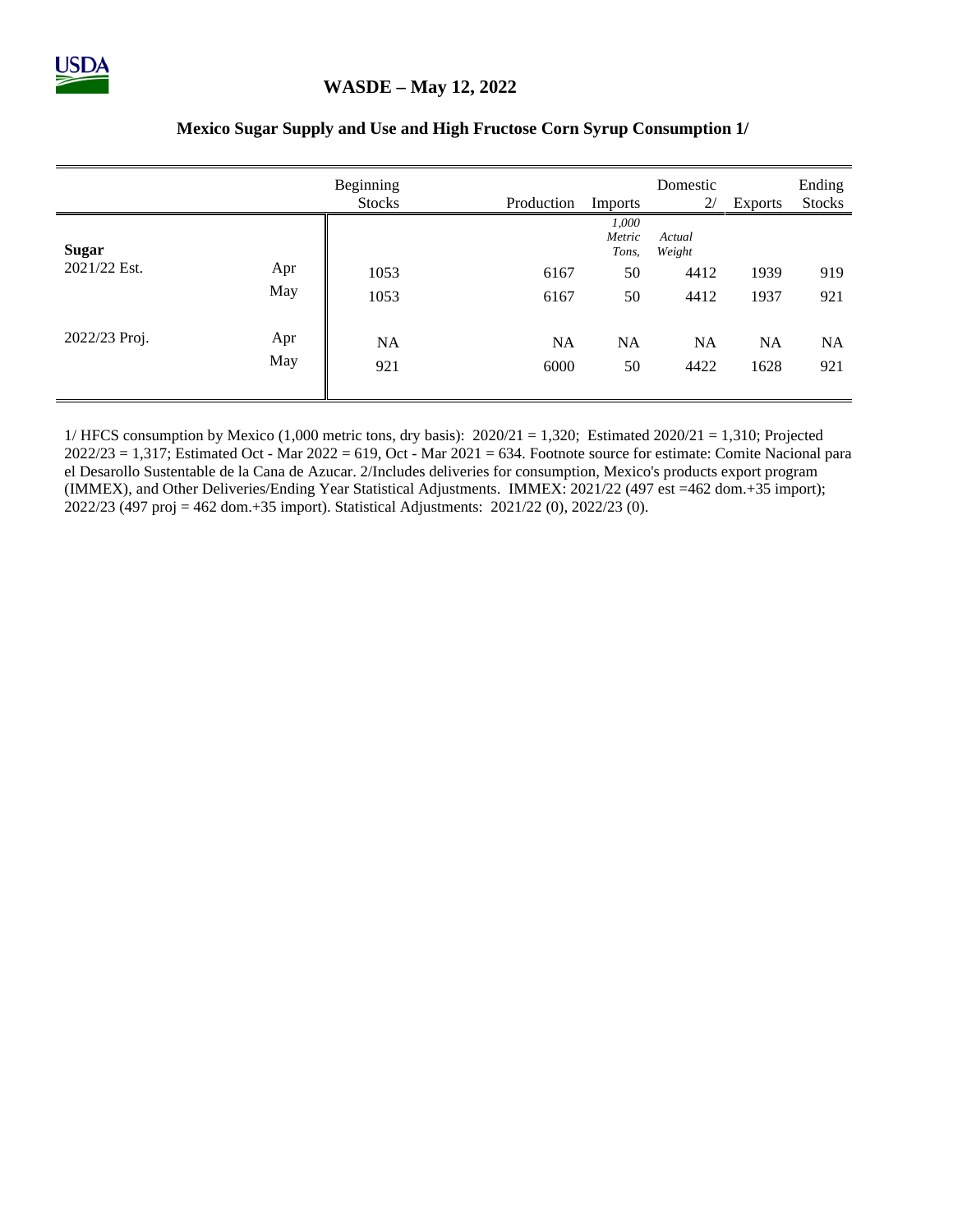## WASDE – May 12, 2022

### Mexico Sugar Supply and Use and High Fructose Corn Syrup Consumption 1/

| | | Beginning Stocks | Production | Imports | Domestic 2/ | Exports | Ending Stocks |
|---|---|---|---|---|---|---|---|
| | | | | *1,000 Metric Tons,* | *Actual Weight* | | |
| **Sugar** | | | | | | | |
| 2021/22 Est. | Apr | 1053 | 6167 | 50 | 4412 | 1939 | 919 |
| | May | 1053 | 6167 | 50 | 4412 | 1937 | 921 |
| 2022/23 Proj. | Apr | NA | NA | NA | NA | NA | NA |
| | May | 921 | 6000 | 50 | 4422 | 1628 | 921 |

1/ HFCS consumption by Mexico (1,000 metric tons, dry basis): 2020/21 = 1,320; Estimated 2020/21 = 1,310; Projected 2022/23 = 1,317; Estimated Oct - Mar 2022 = 619, Oct - Mar 2021 = 634. Footnote source for estimate: Comite Nacional para el Desarollo Sustentable de la Cana de Azucar. 2/Includes deliveries for consumption, Mexico's products export program (IMMEX), and Other Deliveries/Ending Year Statistical Adjustments. IMMEX: 2021/22 (497 est =462 dom.+35 import); 2022/23 (497 proj = 462 dom.+35 import). Statistical Adjustments: 2021/22 (0), 2022/23 (0).